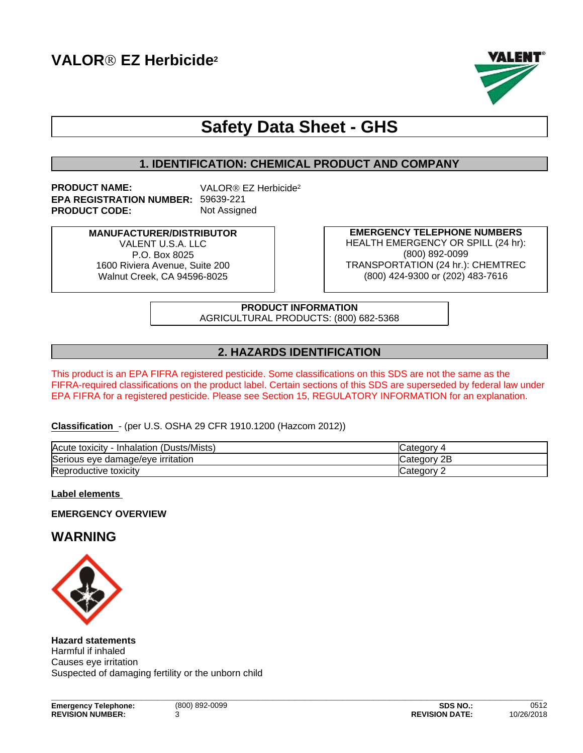# VALOR® EZ Herbicide[2]

## Safety Data Sheet - GHS

## 1. IDENTIFICATION: CHEMICAL PRODUCT AND COMPANY

**PRODUCT NAME:** VALOR® EZ Herbicide[2]
**EPA REGISTRATION NUMBER:** 59639-221
**PRODUCT CODE:** Not Assigned

**MANUFACTURER/DISTRIBUTOR**
VALENT U.S.A. LLC
P.O. Box 8025
1600 Riviera Avenue, Suite 200
Walnut Creek, CA 94596-8025

**EMERGENCY TELEPHONE NUMBERS**
HEALTH EMERGENCY OR SPILL (24 hr):
(800) 892-0099
TRANSPORTATION (24 hr.): CHEMTREC
(800) 424-9300 or (202) 483-7616

**PRODUCT INFORMATION**
AGRICULTURAL PRODUCTS: (800) 682-5368

## 2. HAZARDS IDENTIFICATION

This product is an EPA FIFRA registered pesticide. Some classifications on this SDS are not the same as the FIFRA-required classifications on the product label. Certain sections of this SDS are superseded by federal law under EPA FIFRA for a registered pesticide. Please see Section 15, REGULATORY INFORMATION for an explanation.

**Classification** - (per U.S. OSHA 29 CFR 1910.1200 (Hazcom 2012))

| Hazard | Category |
| --- | --- |
| Acute toxicity - Inhalation (Dusts/Mists) | Category 4 |
| Serious eye damage/eye irritation | Category 2B |
| Reproductive toxicity | Category 2 |

**Label elements**

**EMERGENCY OVERVIEW**

### WARNING

**Hazard statements**
Harmful if inhaled
Causes eye irritation
Suspected of damaging fertility or the unborn child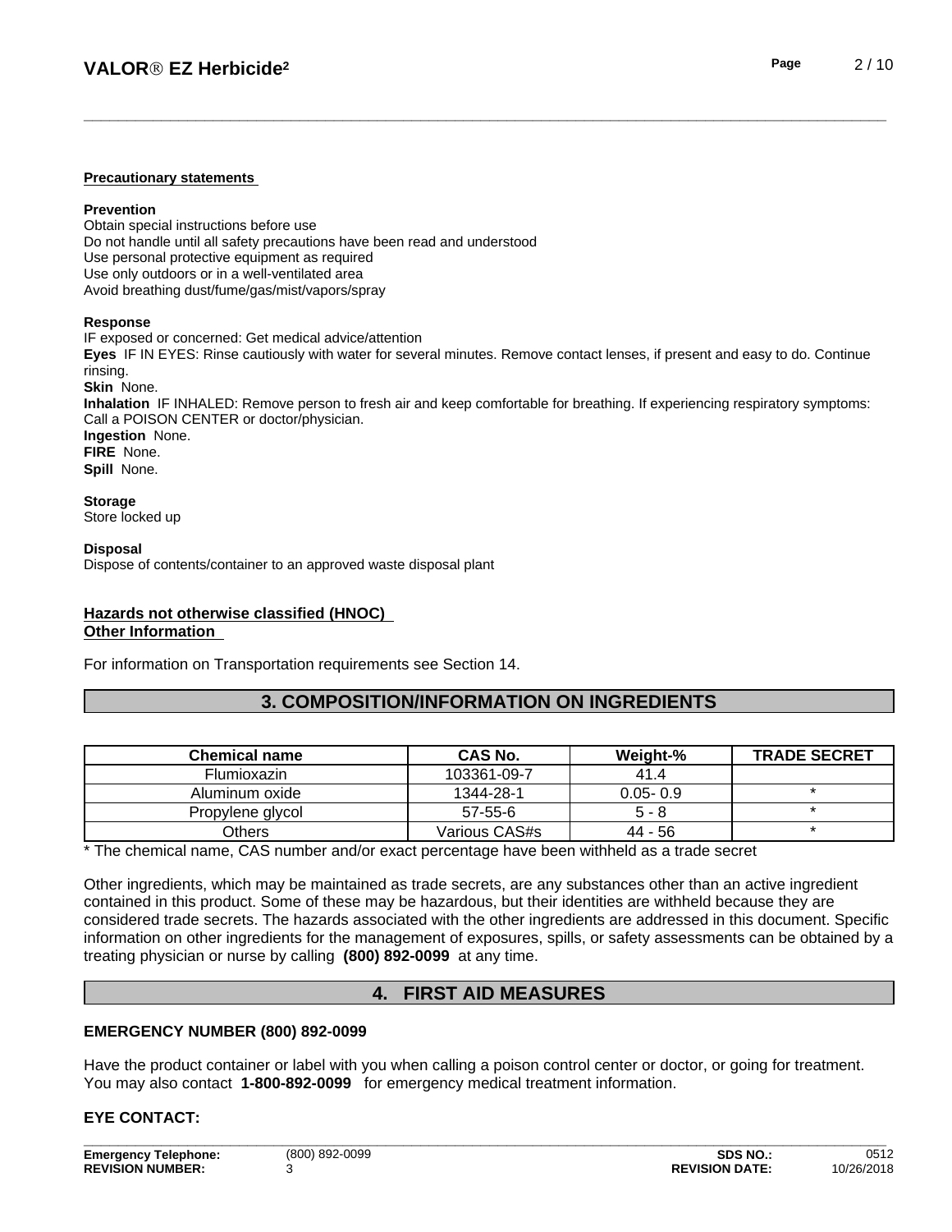**Precautionary statements**

**Prevention**

Obtain special instructions before use
Do not handle until all safety precautions have been read and understood
Use personal protective equipment as required
Use only outdoors or in a well-ventilated area
Avoid breathing dust/fume/gas/mist/vapors/spray

**Response**

IF exposed or concerned: Get medical advice/attention
**Eyes** IF IN EYES: Rinse cautiously with water for several minutes. Remove contact lenses, if present and easy to do. Continue rinsing.
**Skin** None.
**Inhalation** IF INHALED: Remove person to fresh air and keep comfortable for breathing. If experiencing respiratory symptoms: Call a POISON CENTER or doctor/physician.
**Ingestion** None.
**FIRE** None.
**Spill** None.

**Storage**

Store locked up

**Disposal**

Dispose of contents/container to an approved waste disposal plant

**Hazards not otherwise classified (HNOC)**

**Other Information**

For information on Transportation requirements see Section 14.

## 3. COMPOSITION/INFORMATION ON INGREDIENTS

| Chemical name | CAS No. | Weight-% | TRADE SECRET |
|---|---|---|---|
| Flumioxazin | 103361-09-7 | 41.4 | |
| Aluminum oxide | 1344-28-1 | 0.05- 0.9 | * |
| Propylene glycol | 57-55-6 | 5 - 8 | * |
| Others | Various CAS#s | 44 - 56 | * |

* The chemical name, CAS number and/or exact percentage have been withheld as a trade secret

Other ingredients, which may be maintained as trade secrets, are any substances other than an active ingredient contained in this product. Some of these may be hazardous, but their identities are withheld because they are considered trade secrets. The hazards associated with the other ingredients are addressed in this document. Specific information on other ingredients for the management of exposures, spills, or safety assessments can be obtained by a treating physician or nurse by calling **(800) 892-0099** at any time.

## 4. FIRST AID MEASURES

**EMERGENCY NUMBER (800) 892-0099**

Have the product container or label with you when calling a poison control center or doctor, or going for treatment. You may also contact **1-800-892-0099** for emergency medical treatment information.

**EYE CONTACT:**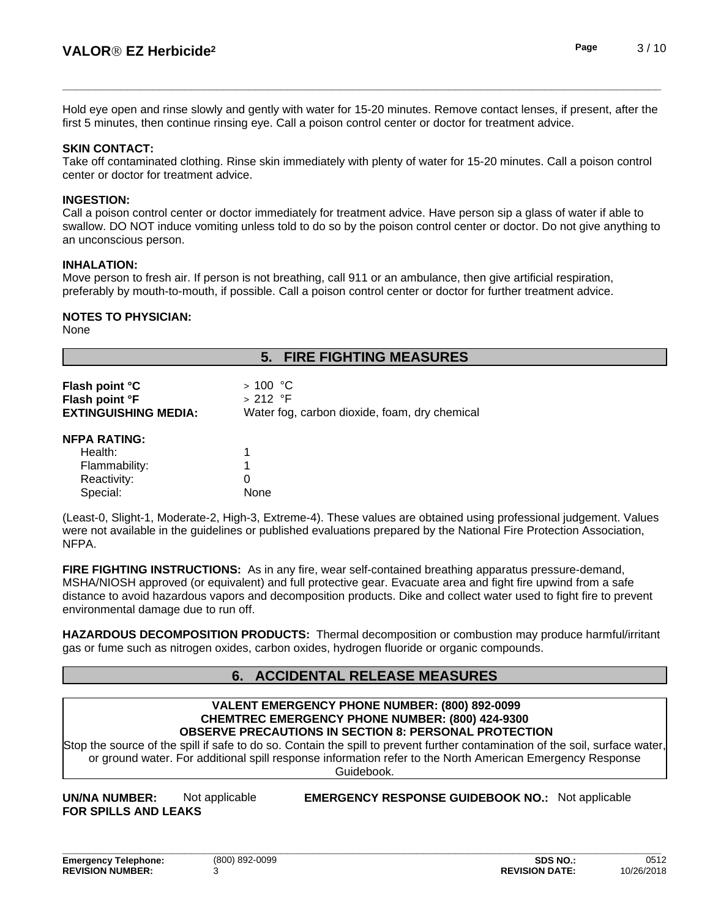Hold eye open and rinse slowly and gently with water for 15-20 minutes. Remove contact lenses, if present, after the first 5 minutes, then continue rinsing eye. Call a poison control center or doctor for treatment advice.

**SKIN CONTACT:**
Take off contaminated clothing. Rinse skin immediately with plenty of water for 15-20 minutes. Call a poison control center or doctor for treatment advice.

**INGESTION:**
Call a poison control center or doctor immediately for treatment advice. Have person sip a glass of water if able to swallow. DO NOT induce vomiting unless told to do so by the poison control center or doctor. Do not give anything to an unconscious person.

**INHALATION:**
Move person to fresh air. If person is not breathing, call 911 or an ambulance, then give artificial respiration, preferably by mouth-to-mouth, if possible. Call a poison control center or doctor for further treatment advice.

**NOTES TO PHYSICIAN:**
None

## 5. FIRE FIGHTING MEASURES

**Flash point °C** > 100 °C
**Flash point °F** > 212 °F
**EXTINGUISHING MEDIA:** Water fog, carbon dioxide, foam, dry chemical

**NFPA RATING:**

| | |
|---|---|
| Health: | 1 |
| Flammability: | 1 |
| Reactivity: | 0 |
| Special: | None |

(Least-0, Slight-1, Moderate-2, High-3, Extreme-4). These values are obtained using professional judgement. Values were not available in the guidelines or published evaluations prepared by the National Fire Protection Association, NFPA.

**FIRE FIGHTING INSTRUCTIONS:** As in any fire, wear self-contained breathing apparatus pressure-demand, MSHA/NIOSH approved (or equivalent) and full protective gear. Evacuate area and fight fire upwind from a safe distance to avoid hazardous vapors and decomposition products. Dike and collect water used to fight fire to prevent environmental damage due to run off.

**HAZARDOUS DECOMPOSITION PRODUCTS:** Thermal decomposition or combustion may produce harmful/irritant gas or fume such as nitrogen oxides, carbon oxides, hydrogen fluoride or organic compounds.

## 6. ACCIDENTAL RELEASE MEASURES

**VALENT EMERGENCY PHONE NUMBER: (800) 892-0099**
**CHEMTREC EMERGENCY PHONE NUMBER: (800) 424-9300**
**OBSERVE PRECAUTIONS IN SECTION 8: PERSONAL PROTECTION**

Stop the source of the spill if safe to do so. Contain the spill to prevent further contamination of the soil, surface water, or ground water. For additional spill response information refer to the North American Emergency Response Guidebook.

**UN/NA NUMBER: FOR SPILLS AND LEAKS** Not applicable **EMERGENCY RESPONSE GUIDEBOOK NO.:** Not applicable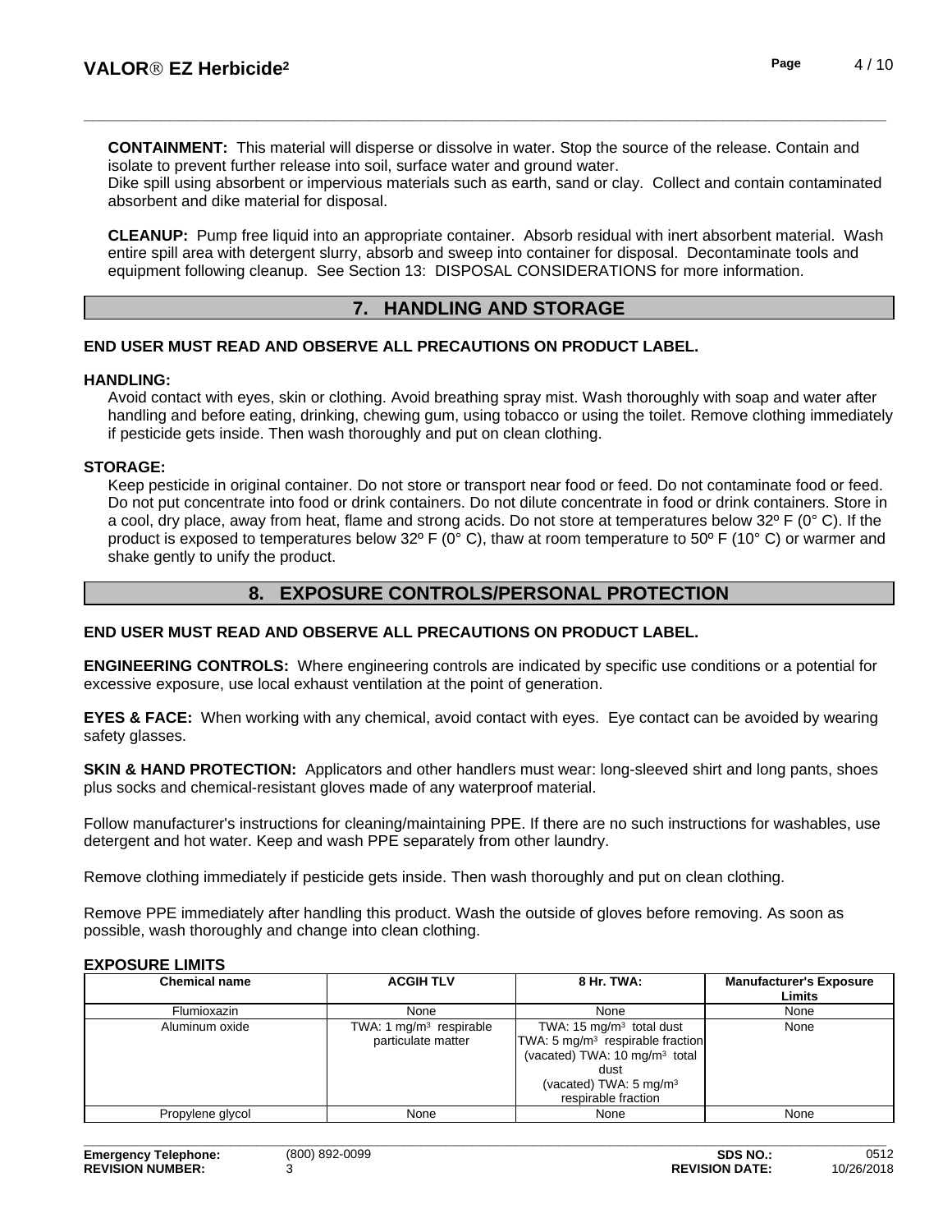**CONTAINMENT:** This material will disperse or dissolve in water. Stop the source of the release. Contain and isolate to prevent further release into soil, surface water and ground water.
Dike spill using absorbent or impervious materials such as earth, sand or clay. Collect and contain contaminated absorbent and dike material for disposal.

**CLEANUP:** Pump free liquid into an appropriate container. Absorb residual with inert absorbent material. Wash entire spill area with detergent slurry, absorb and sweep into container for disposal. Decontaminate tools and equipment following cleanup. See Section 13: DISPOSAL CONSIDERATIONS for more information.

## 7. HANDLING AND STORAGE

**END USER MUST READ AND OBSERVE ALL PRECAUTIONS ON PRODUCT LABEL.**

**HANDLING:**
Avoid contact with eyes, skin or clothing. Avoid breathing spray mist. Wash thoroughly with soap and water after handling and before eating, drinking, chewing gum, using tobacco or using the toilet. Remove clothing immediately if pesticide gets inside. Then wash thoroughly and put on clean clothing.

**STORAGE:**
Keep pesticide in original container. Do not store or transport near food or feed. Do not contaminate food or feed. Do not put concentrate into food or drink containers. Do not dilute concentrate in food or drink containers. Store in a cool, dry place, away from heat, flame and strong acids. Do not store at temperatures below 32º F (0° C). If the product is exposed to temperatures below 32º F (0° C), thaw at room temperature to 50º F (10° C) or warmer and shake gently to unify the product.

## 8. EXPOSURE CONTROLS/PERSONAL PROTECTION

**END USER MUST READ AND OBSERVE ALL PRECAUTIONS ON PRODUCT LABEL.**

**ENGINEERING CONTROLS:** Where engineering controls are indicated by specific use conditions or a potential for excessive exposure, use local exhaust ventilation at the point of generation.

**EYES & FACE:** When working with any chemical, avoid contact with eyes. Eye contact can be avoided by wearing safety glasses.

**SKIN & HAND PROTECTION:** Applicators and other handlers must wear: long-sleeved shirt and long pants, shoes plus socks and chemical-resistant gloves made of any waterproof material.

Follow manufacturer's instructions for cleaning/maintaining PPE. If there are no such instructions for washables, use detergent and hot water. Keep and wash PPE separately from other laundry.

Remove clothing immediately if pesticide gets inside. Then wash thoroughly and put on clean clothing.

Remove PPE immediately after handling this product. Wash the outside of gloves before removing. As soon as possible, wash thoroughly and change into clean clothing.

**EXPOSURE LIMITS**

| Chemical name | ACGIH TLV | 8 Hr. TWA: | Manufacturer's Exposure Limits |
|---|---|---|---|
| Flumioxazin | None | None | None |
| Aluminum oxide | TWA: 1 mg/m³ respirable particulate matter | TWA: 15 mg/m³ total dust<br>TWA: 5 mg/m³ respirable fraction<br>(vacated) TWA: 10 mg/m³ total dust<br>(vacated) TWA: 5 mg/m³ respirable fraction | None |
| Propylene glycol | None | None | None |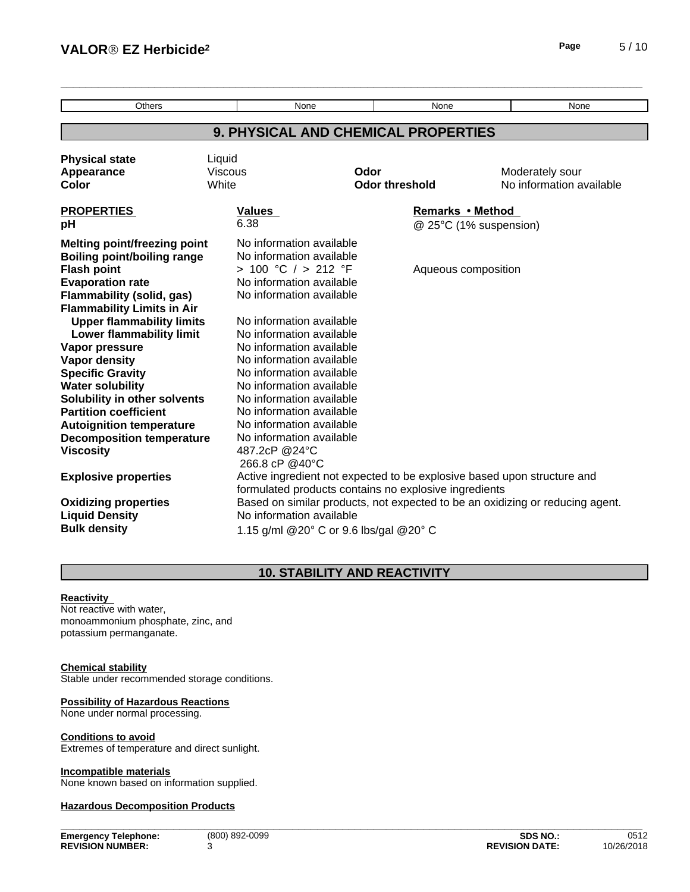| Others | None | None | None |
|---|---|---|---|

## 9. PHYSICAL AND CHEMICAL PROPERTIES

**Physical state** Liquid
**Appearance** Viscous **Odor** Moderately sour
**Color** White **Odor threshold** No information available

| PROPERTIES | Values | Remarks • Method |
|---|---|---|
| **pH** | 6.38 | @ 25°C (1% suspension) |
| **Melting point/freezing point** | No information available | |
| **Boiling point/boiling range** | No information available | |
| **Flash point** | > 100 °C / > 212 °F | Aqueous composition |
| **Evaporation rate** | No information available | |
| **Flammability (solid, gas)** | No information available | |
| **Flammability Limits in Air** | | |
| **Upper flammability limits** | No information available | |
| **Lower flammability limit** | No information available | |
| **Vapor pressure** | No information available | |
| **Vapor density** | No information available | |
| **Specific Gravity** | No information available | |
| **Water solubility** | No information available | |
| **Solubility in other solvents** | No information available | |
| **Partition coefficient** | No information available | |
| **Autoignition temperature** | No information available | |
| **Decomposition temperature** | No information available | |
| **Viscosity** | 487.2cP @24°C<br>266.8 cP @40°C | |
| **Explosive properties** | Active ingredient not expected to be explosive based upon structure and formulated products contains no explosive ingredients | |
| **Oxidizing properties** | Based on similar products, not expected to be an oxidizing or reducing agent. | |
| **Liquid Density** | No information available | |
| **Bulk density** | 1.15 g/ml @20° C or 9.6 lbs/gal @20° C | |

## 10. STABILITY AND REACTIVITY

**Reactivity**
Not reactive with water, monoammonium phosphate, zinc, and potassium permanganate.

**Chemical stability**
Stable under recommended storage conditions.

**Possibility of Hazardous Reactions**
None under normal processing.

**Conditions to avoid**
Extremes of temperature and direct sunlight.

**Incompatible materials**
None known based on information supplied.

**Hazardous Decomposition Products**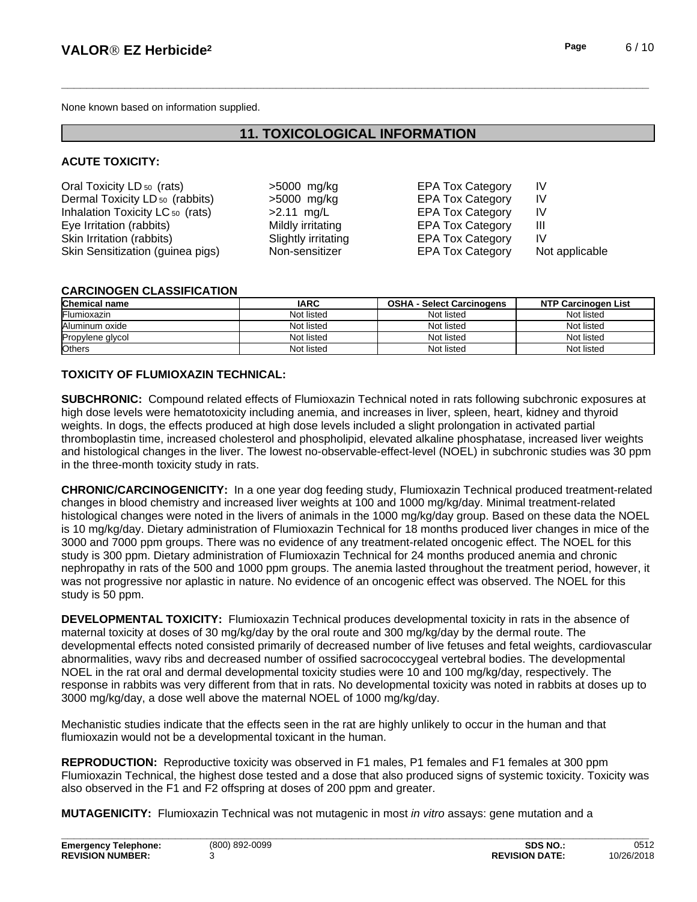None known based on information supplied.

## 11. TOXICOLOGICAL INFORMATION

**ACUTE TOXICITY:**

| | | | |
|---|---|---|---|
| Oral Toxicity $LD_{50}$ (rats) | >5000 mg/kg | EPA Tox Category | IV |
| Dermal Toxicity $LD_{50}$ (rabbits) | >5000 mg/kg | EPA Tox Category | IV |
| Inhalation Toxicity $LC_{50}$ (rats) | >2.11 mg/L | EPA Tox Category | IV |
| Eye Irritation (rabbits) | Mildly irritating | EPA Tox Category | III |
| Skin Irritation (rabbits) | Slightly irritating | EPA Tox Category | IV |
| Skin Sensitization (guinea pigs) | Non-sensitizer | EPA Tox Category | Not applicable |

**CARCINOGEN CLASSIFICATION**

| Chemical name | IARC | OSHA - Select Carcinogens | NTP Carcinogen List |
|---|---|---|---|
| Flumioxazin | Not listed | Not listed | Not listed |
| Aluminum oxide | Not listed | Not listed | Not listed |
| Propylene glycol | Not listed | Not listed | Not listed |
| Others | Not listed | Not listed | Not listed |

**TOXICITY OF FLUMIOXAZIN TECHNICAL:**

**SUBCHRONIC:** Compound related effects of Flumioxazin Technical noted in rats following subchronic exposures at high dose levels were hematotoxicity including anemia, and increases in liver, spleen, heart, kidney and thyroid weights. In dogs, the effects produced at high dose levels included a slight prolongation in activated partial thromboplastin time, increased cholesterol and phospholipid, elevated alkaline phosphatase, increased liver weights and histological changes in the liver. The lowest no-observable-effect-level (NOEL) in subchronic studies was 30 ppm in the three-month toxicity study in rats.

**CHRONIC/CARCINOGENICITY:** In a one year dog feeding study, Flumioxazin Technical produced treatment-related changes in blood chemistry and increased liver weights at 100 and 1000 mg/kg/day. Minimal treatment-related histological changes were noted in the livers of animals in the 1000 mg/kg/day group. Based on these data the NOEL is 10 mg/kg/day. Dietary administration of Flumioxazin Technical for 18 months produced liver changes in mice of the 3000 and 7000 ppm groups. There was no evidence of any treatment-related oncogenic effect. The NOEL for this study is 300 ppm. Dietary administration of Flumioxazin Technical for 24 months produced anemia and chronic nephropathy in rats of the 500 and 1000 ppm groups. The anemia lasted throughout the treatment period, however, it was not progressive nor aplastic in nature. No evidence of an oncogenic effect was observed. The NOEL for this study is 50 ppm.

**DEVELOPMENTAL TOXICITY:** Flumioxazin Technical produces developmental toxicity in rats in the absence of maternal toxicity at doses of 30 mg/kg/day by the oral route and 300 mg/kg/day by the dermal route. The developmental effects noted consisted primarily of decreased number of live fetuses and fetal weights, cardiovascular abnormalities, wavy ribs and decreased number of ossified sacrococcygeal vertebral bodies. The developmental NOEL in the rat oral and dermal developmental toxicity studies were 10 and 100 mg/kg/day, respectively. The response in rabbits was very different from that in rats. No developmental toxicity was noted in rabbits at doses up to 3000 mg/kg/day, a dose well above the maternal NOEL of 1000 mg/kg/day.

Mechanistic studies indicate that the effects seen in the rat are highly unlikely to occur in the human and that flumioxazin would not be a developmental toxicant in the human.

**REPRODUCTION:** Reproductive toxicity was observed in F1 males, P1 females and F1 females at 300 ppm Flumioxazin Technical, the highest dose tested and a dose that also produced signs of systemic toxicity. Toxicity was also observed in the F1 and F2 offspring at doses of 200 ppm and greater.

**MUTAGENICITY:** Flumioxazin Technical was not mutagenic in most *in vitro* assays: gene mutation and a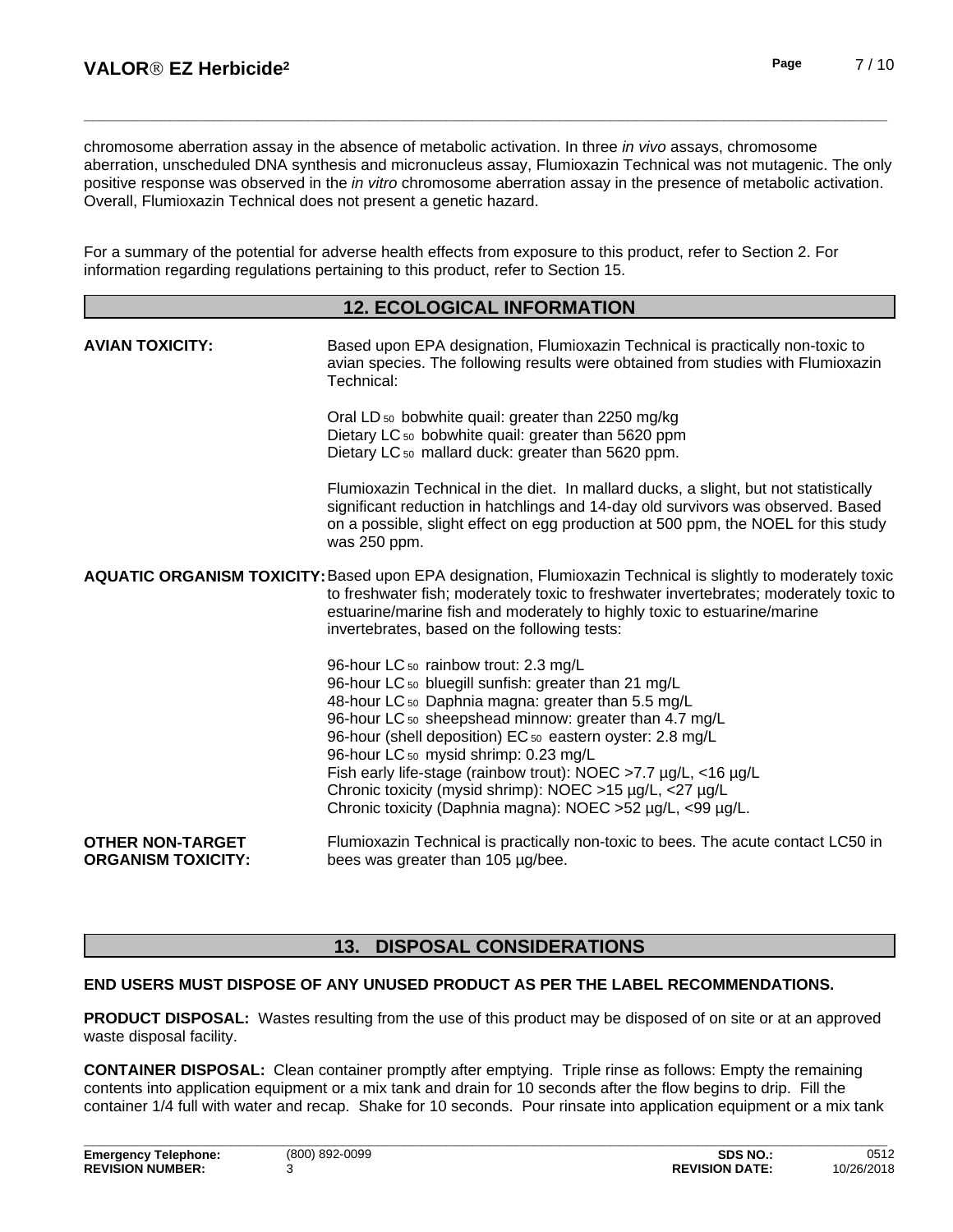chromosome aberration assay in the absence of metabolic activation. In three *in vivo* assays, chromosome aberration, unscheduled DNA synthesis and micronucleus assay, Flumioxazin Technical was not mutagenic. The only positive response was observed in the *in vitro* chromosome aberration assay in the presence of metabolic activation. Overall, Flumioxazin Technical does not present a genetic hazard.

For a summary of the potential for adverse health effects from exposure to this product, refer to Section 2. For information regarding regulations pertaining to this product, refer to Section 15.

## 12. ECOLOGICAL INFORMATION

**AVIAN TOXICITY:** Based upon EPA designation, Flumioxazin Technical is practically non-toxic to avian species. The following results were obtained from studies with Flumioxazin Technical:

Oral $LD_{50}$ bobwhite quail: greater than 2250 mg/kg
Dietary $LC_{50}$ bobwhite quail: greater than 5620 ppm
Dietary $LC_{50}$ mallard duck: greater than 5620 ppm.

Flumioxazin Technical in the diet. In mallard ducks, a slight, but not statistically significant reduction in hatchlings and 14-day old survivors was observed. Based on a possible, slight effect on egg production at 500 ppm, the NOEL for this study was 250 ppm.

**AQUATIC ORGANISM TOXICITY:** Based upon EPA designation, Flumioxazin Technical is slightly to moderately toxic to freshwater fish; moderately toxic to freshwater invertebrates; moderately toxic to estuarine/marine fish and moderately to highly toxic to estuarine/marine invertebrates, based on the following tests:

96-hour $LC_{50}$ rainbow trout: 2.3 mg/L
96-hour $LC_{50}$ bluegill sunfish: greater than 21 mg/L
48-hour $LC_{50}$ Daphnia magna: greater than 5.5 mg/L
96-hour $LC_{50}$ sheepshead minnow: greater than 4.7 mg/L
96-hour (shell deposition) $EC_{50}$ eastern oyster: 2.8 mg/L
96-hour $LC_{50}$ mysid shrimp: 0.23 mg/L
Fish early life-stage (rainbow trout): NOEC >7.7 µg/L, <16 µg/L
Chronic toxicity (mysid shrimp): NOEC >15 µg/L, <27 µg/L
Chronic toxicity (Daphnia magna): NOEC >52 µg/L, <99 µg/L.

**OTHER NON-TARGET ORGANISM TOXICITY:** Flumioxazin Technical is practically non-toxic to bees. The acute contact LC50 in bees was greater than 105 µg/bee.

## 13. DISPOSAL CONSIDERATIONS

**END USERS MUST DISPOSE OF ANY UNUSED PRODUCT AS PER THE LABEL RECOMMENDATIONS.**

**PRODUCT DISPOSAL:** Wastes resulting from the use of this product may be disposed of on site or at an approved waste disposal facility.

**CONTAINER DISPOSAL:** Clean container promptly after emptying. Triple rinse as follows: Empty the remaining contents into application equipment or a mix tank and drain for 10 seconds after the flow begins to drip. Fill the container 1/4 full with water and recap. Shake for 10 seconds. Pour rinsate into application equipment or a mix tank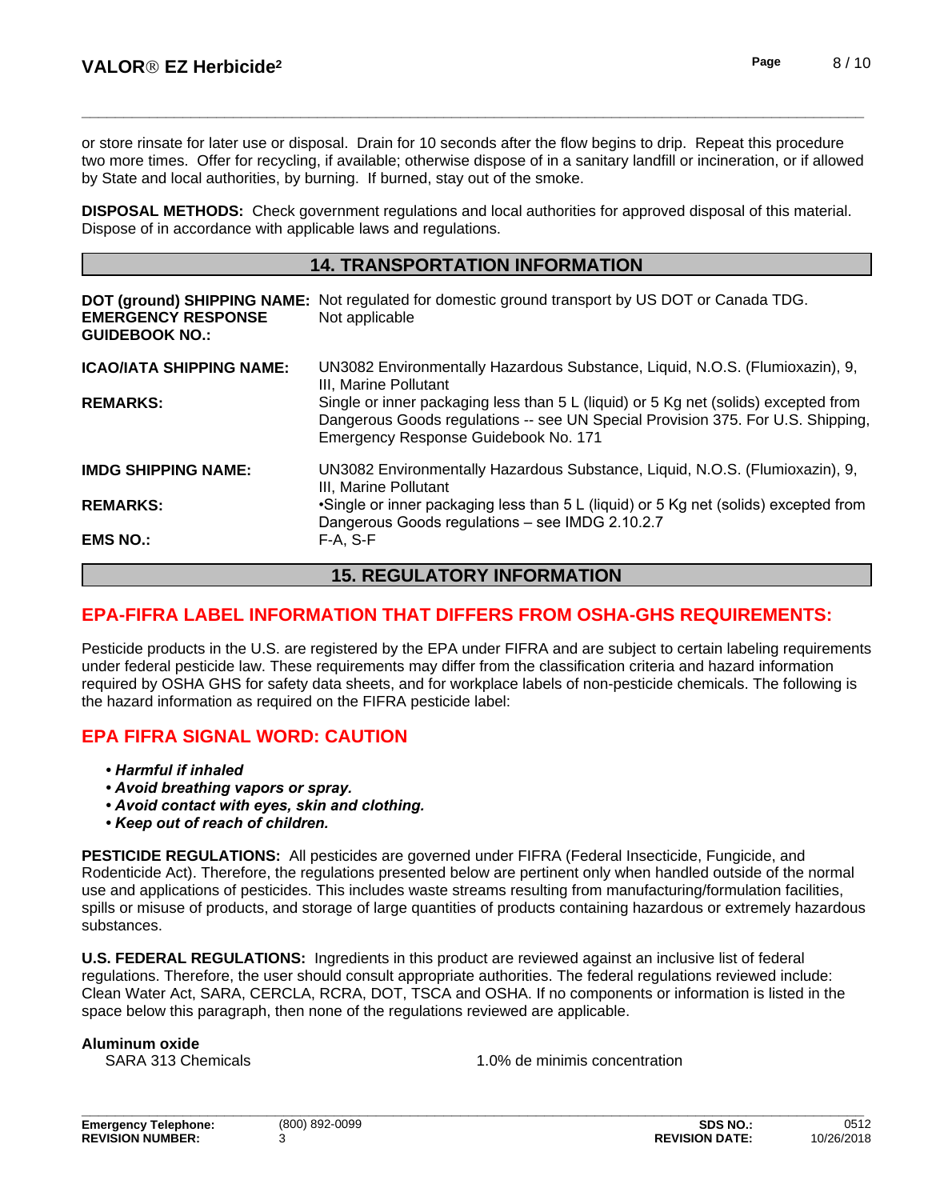or store rinsate for later use or disposal. Drain for 10 seconds after the flow begins to drip. Repeat this procedure two more times. Offer for recycling, if available; otherwise dispose of in a sanitary landfill or incineration, or if allowed by State and local authorities, by burning. If burned, stay out of the smoke.

**DISPOSAL METHODS:** Check government regulations and local authorities for approved disposal of this material. Dispose of in accordance with applicable laws and regulations.

## 14. TRANSPORTATION INFORMATION

**DOT (ground) SHIPPING NAME:** Not regulated for domestic ground transport by US DOT or Canada TDG.

**EMERGENCY RESPONSE GUIDEBOOK NO.:** Not applicable

**ICAO/IATA SHIPPING NAME:** UN3082 Environmentally Hazardous Substance, Liquid, N.O.S. (Flumioxazin), 9, III, Marine Pollutant

**REMARKS:** Single or inner packaging less than 5 L (liquid) or 5 Kg net (solids) excepted from Dangerous Goods regulations -- see UN Special Provision 375. For U.S. Shipping, Emergency Response Guidebook No. 171

**IMDG SHIPPING NAME:** UN3082 Environmentally Hazardous Substance, Liquid, N.O.S. (Flumioxazin), 9, III, Marine Pollutant

**REMARKS:** •Single or inner packaging less than 5 L (liquid) or 5 Kg net (solids) excepted from Dangerous Goods regulations – see IMDG 2.10.2.7

**EMS NO.:** F-A, S-F

## 15. REGULATORY INFORMATION

### EPA-FIFRA LABEL INFORMATION THAT DIFFERS FROM OSHA-GHS REQUIREMENTS:

Pesticide products in the U.S. are registered by the EPA under FIFRA and are subject to certain labeling requirements under federal pesticide law. These requirements may differ from the classification criteria and hazard information required by OSHA GHS for safety data sheets, and for workplace labels of non-pesticide chemicals. The following is the hazard information as required on the FIFRA pesticide label:

### EPA FIFRA SIGNAL WORD: CAUTION

- ***Harmful if inhaled***
- ***Avoid breathing vapors or spray.***
- ***Avoid contact with eyes, skin and clothing.***
- ***Keep out of reach of children.***

**PESTICIDE REGULATIONS:** All pesticides are governed under FIFRA (Federal Insecticide, Fungicide, and Rodenticide Act). Therefore, the regulations presented below are pertinent only when handled outside of the normal use and applications of pesticides. This includes waste streams resulting from manufacturing/formulation facilities, spills or misuse of products, and storage of large quantities of products containing hazardous or extremely hazardous substances.

**U.S. FEDERAL REGULATIONS:** Ingredients in this product are reviewed against an inclusive list of federal regulations. Therefore, the user should consult appropriate authorities. The federal regulations reviewed include: Clean Water Act, SARA, CERCLA, RCRA, DOT, TSCA and OSHA. If no components or information is listed in the space below this paragraph, then none of the regulations reviewed are applicable.

**Aluminum oxide**

| SARA 313 Chemicals | 1.0% de minimis concentration |
|---|---|

**Emergency Telephone:** (800) 892-0099 | **SDS NO.:** 0512
**REVISION NUMBER:** 3 | **REVISION DATE:** 10/26/2018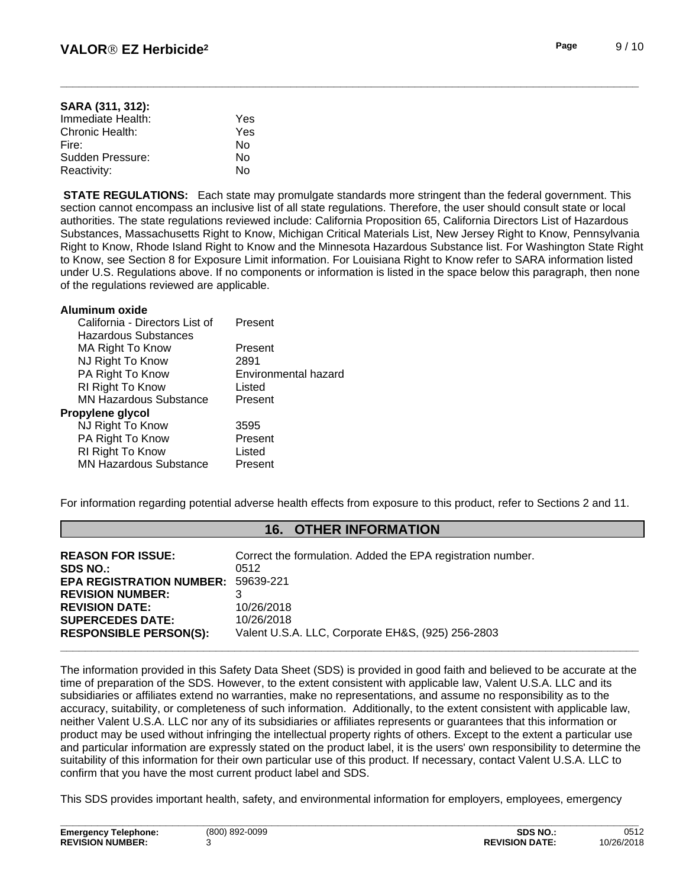**SARA (311, 312):**

| | |
|---|---|
| Immediate Health: | Yes |
| Chronic Health: | Yes |
| Fire: | No |
| Sudden Pressure: | No |
| Reactivity: | No |

**STATE REGULATIONS:** Each state may promulgate standards more stringent than the federal government. This section cannot encompass an inclusive list of all state regulations. Therefore, the user should consult state or local authorities. The state regulations reviewed include: California Proposition 65, California Directors List of Hazardous Substances, Massachusetts Right to Know, Michigan Critical Materials List, New Jersey Right to Know, Pennsylvania Right to Know, Rhode Island Right to Know and the Minnesota Hazardous Substance list. For Washington State Right to Know, see Section 8 for Exposure Limit information. For Louisiana Right to Know refer to SARA information listed under U.S. Regulations above. If no components or information is listed in the space below this paragraph, then none of the regulations reviewed are applicable.

**Aluminum oxide**

| | |
|---|---|
| California - Directors List of Hazardous Substances | Present |
| MA Right To Know | Present |
| NJ Right To Know | 2891 |
| PA Right To Know | Environmental hazard |
| RI Right To Know | Listed |
| MN Hazardous Substance | Present |

**Propylene glycol**

| | |
|---|---|
| NJ Right To Know | 3595 |
| PA Right To Know | Present |
| RI Right To Know | Listed |
| MN Hazardous Substance | Present |

For information regarding potential adverse health effects from exposure to this product, refer to Sections 2 and 11.

## 16. OTHER INFORMATION

| | |
|---|---|
| **REASON FOR ISSUE:** | Correct the formulation. Added the EPA registration number. |
| **SDS NO.:** | 0512 |
| **EPA REGISTRATION NUMBER:** | 59639-221 |
| **REVISION NUMBER:** | 3 |
| **REVISION DATE:** | 10/26/2018 |
| **SUPERCEDES DATE:** | 10/26/2018 |
| **RESPONSIBLE PERSON(S):** | Valent U.S.A. LLC, Corporate EH&S, (925) 256-2803 |

The information provided in this Safety Data Sheet (SDS) is provided in good faith and believed to be accurate at the time of preparation of the SDS. However, to the extent consistent with applicable law, Valent U.S.A. LLC and its subsidiaries or affiliates extend no warranties, make no representations, and assume no responsibility as to the accuracy, suitability, or completeness of such information. Additionally, to the extent consistent with applicable law, neither Valent U.S.A. LLC nor any of its subsidiaries or affiliates represents or guarantees that this information or product may be used without infringing the intellectual property rights of others. Except to the extent a particular use and particular information are expressly stated on the product label, it is the users' own responsibility to determine the suitability of this information for their own particular use of this product. If necessary, contact Valent U.S.A. LLC to confirm that you have the most current product label and SDS.

This SDS provides important health, safety, and environmental information for employers, employees, emergency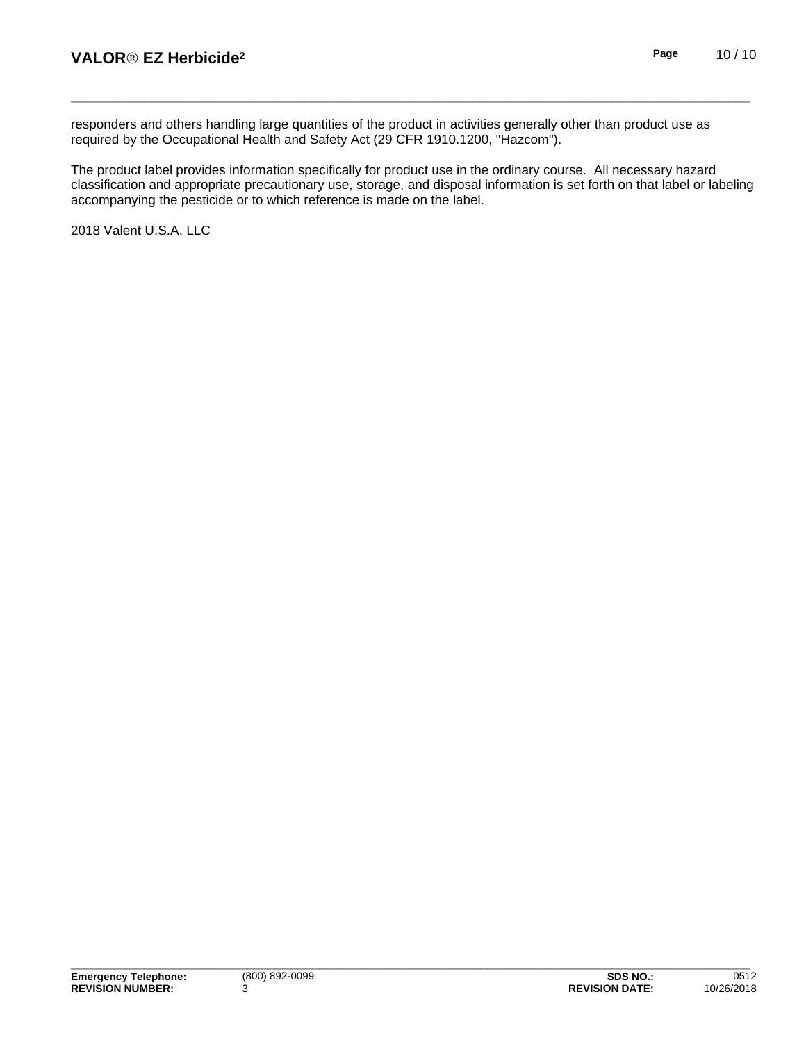responders and others handling large quantities of the product in activities generally other than product use as required by the Occupational Health and Safety Act (29 CFR 1910.1200, "Hazcom").

The product label provides information specifically for product use in the ordinary course. All necessary hazard classification and appropriate precautionary use, storage, and disposal information is set forth on that label or labeling accompanying the pesticide or to which reference is made on the label.

2018 Valent U.S.A. LLC